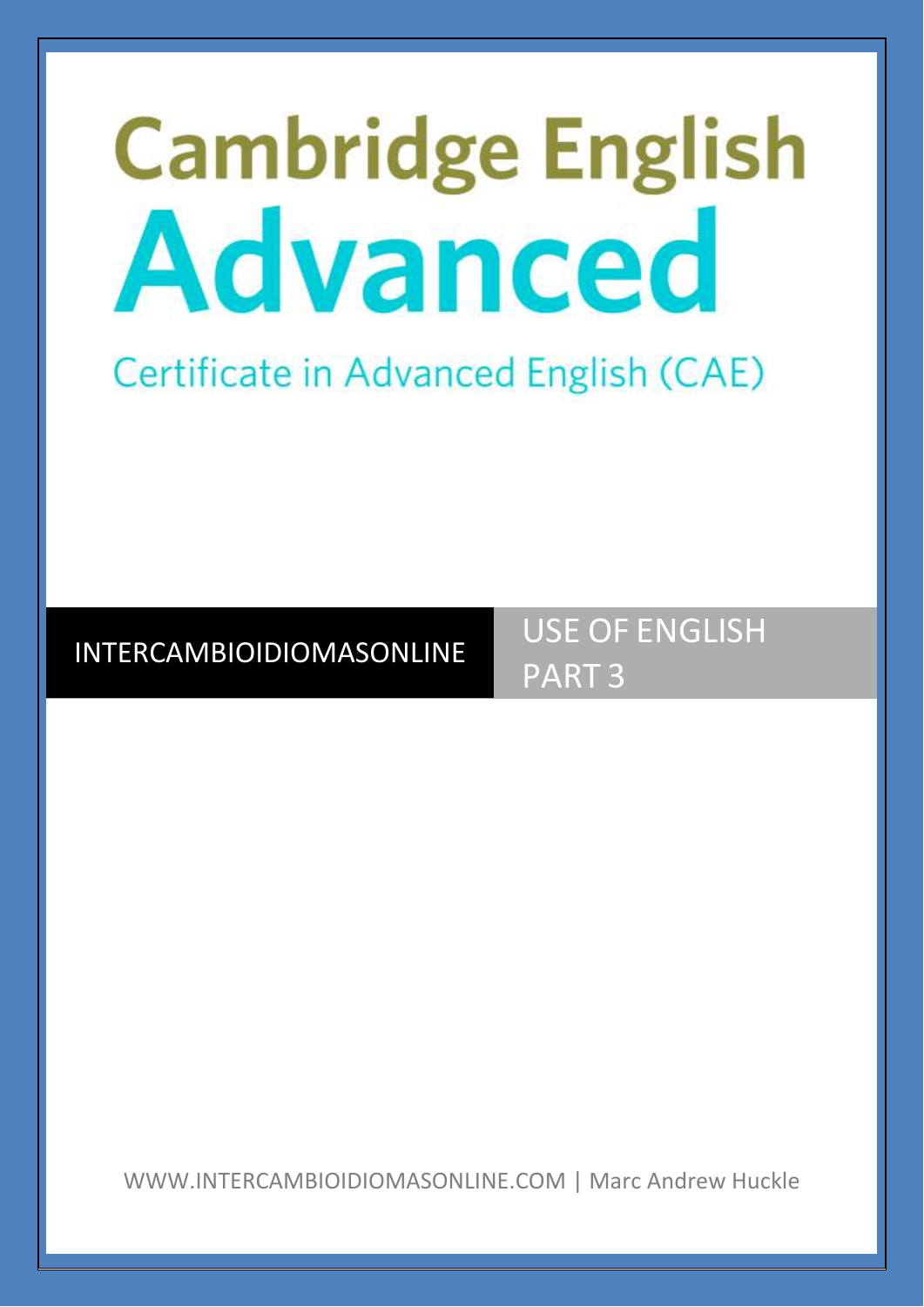# Cambridge English Advanced

## Certificate in Advanced English (CAE)

INTERCAMBIOIDIOMASONLINE

USE OF ENGLISH PART 3

WWW.INTERCAMBIOIDIOMASONLINE.COM | Marc Andrew Huckle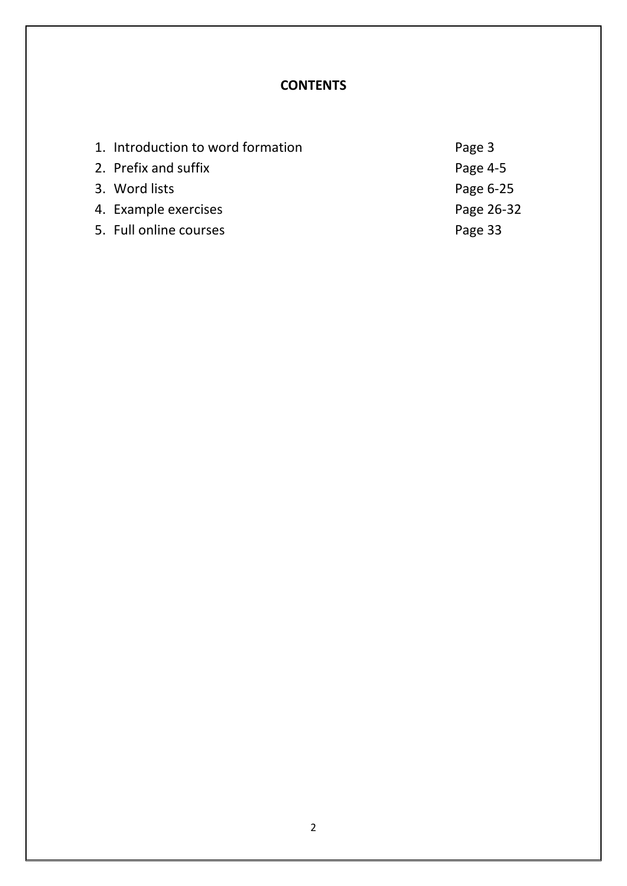# CONTENTS

| | |
|---|---|
| 1. Introduction to word formation | Page 3 |
| 2. Prefix and suffix | Page 4-5 |
| 3. Word lists | Page 6-25 |
| 4. Example exercises | Page 26-32 |
| 5. Full online courses | Page 33 |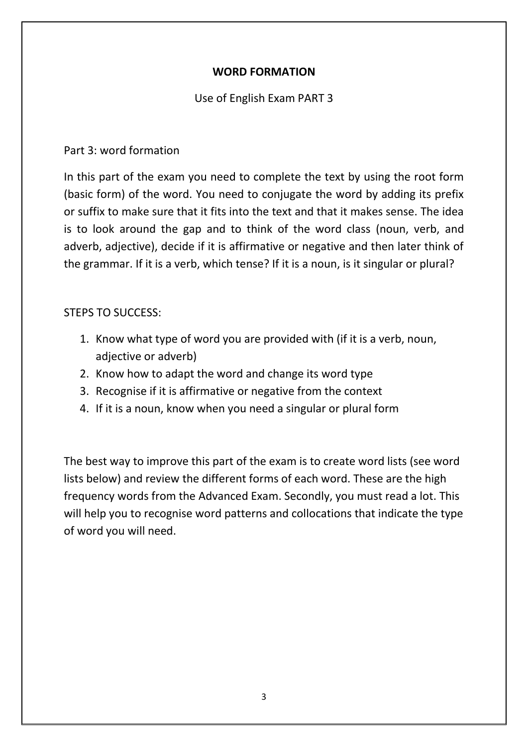# WORD FORMATION

Use of English Exam PART 3

Part 3: word formation

In this part of the exam you need to complete the text by using the root form (basic form) of the word. You need to conjugate the word by adding its prefix or suffix to make sure that it fits into the text and that it makes sense. The idea is to look around the gap and to think of the word class (noun, verb, and adverb, adjective), decide if it is affirmative or negative and then later think of the grammar. If it is a verb, which tense? If it is a noun, is it singular or plural?

STEPS TO SUCCESS:

1. Know what type of word you are provided with (if it is a verb, noun, adjective or adverb)
2. Know how to adapt the word and change its word type
3. Recognise if it is affirmative or negative from the context
4. If it is a noun, know when you need a singular or plural form

The best way to improve this part of the exam is to create word lists (see word lists below) and review the different forms of each word. These are the high frequency words from the Advanced Exam. Secondly, you must read a lot. This will help you to recognise word patterns and collocations that indicate the type of word you will need.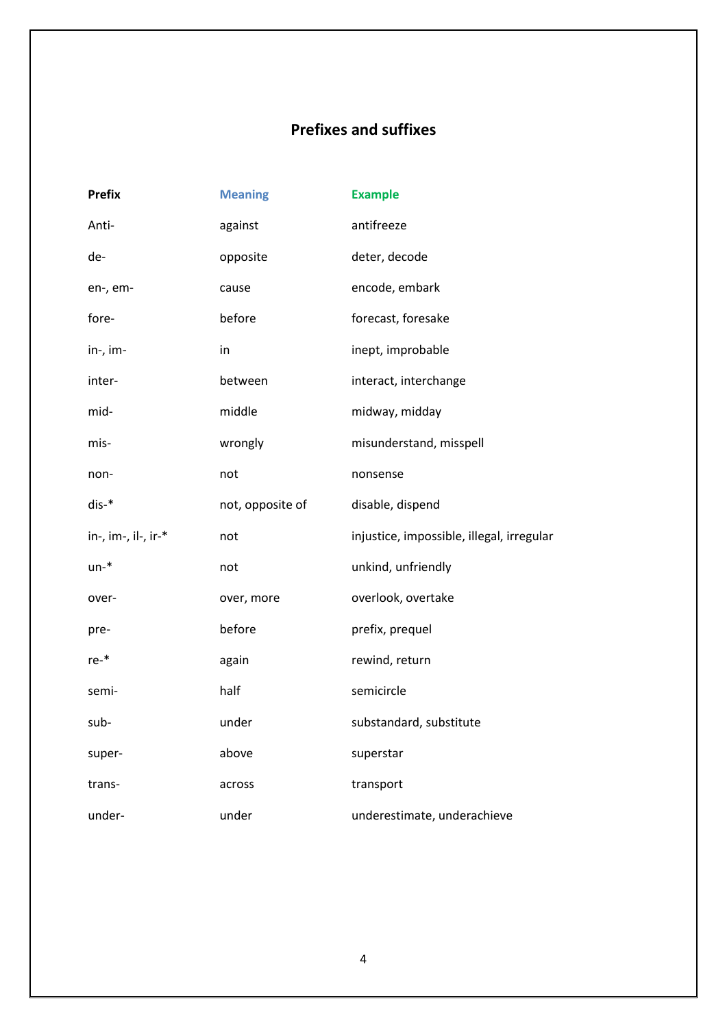## Prefixes and suffixes

| Prefix | Meaning | Example |
| --- | --- | --- |
| Anti- | against | antifreeze |
| de- | opposite | deter, decode |
| en-, em- | cause | encode, embark |
| fore- | before | forecast, foresake |
| in-, im- | in | inept, improbable |
| inter- | between | interact, interchange |
| mid- | middle | midway, midday |
| mis- | wrongly | misunderstand, misspell |
| non- | not | nonsense |
| dis-* | not, opposite of | disable, dispend |
| in-, im-, il-, ir-* | not | injustice, impossible, illegal, irregular |
| un-* | not | unkind, unfriendly |
| over- | over, more | overlook, overtake |
| pre- | before | prefix, prequel |
| re-* | again | rewind, return |
| semi- | half | semicircle |
| sub- | under | substandard, substitute |
| super- | above | superstar |
| trans- | across | transport |
| under- | under | underestimate, underachieve |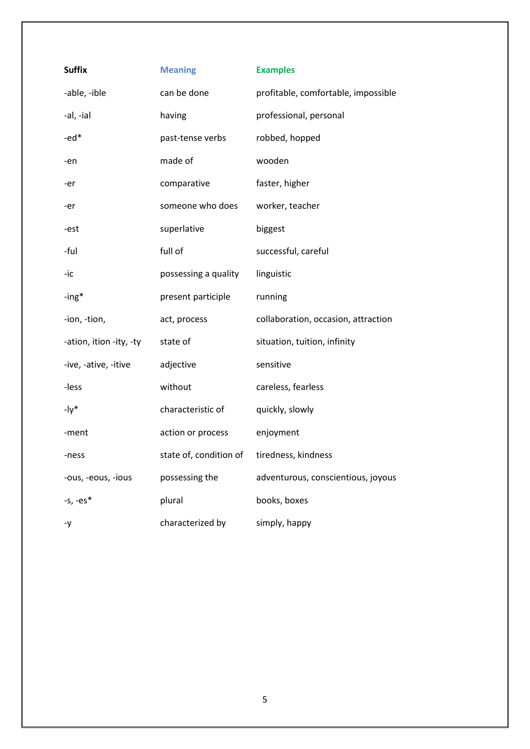| Suffix | Meaning | Examples |
|---|---|---|
| -able, -ible | can be done | profitable, comfortable, impossible |
| -al, -ial | having | professional, personal |
| -ed* | past-tense verbs | robbed, hopped |
| -en | made of | wooden |
| -er | comparative | faster, higher |
| -er | someone who does | worker, teacher |
| -est | superlative | biggest |
| -ful | full of | successful, careful |
| -ic | possessing a quality | linguistic |
| -ing* | present participle | running |
| -ion, -tion, | act, process | collaboration, occasion, attraction |
| -ation, ition -ity, -ty | state of | situation, tuition, infinity |
| -ive, -ative, -itive | adjective | sensitive |
| -less | without | careless, fearless |
| -ly* | characteristic of | quickly, slowly |
| -ment | action or process | enjoyment |
| -ness | state of, condition of | tiredness, kindness |
| -ous, -eous, -ious | possessing the | adventurous, conscientious, joyous |
| -s, -es* | plural | books, boxes |
| -y | characterized by | simply, happy |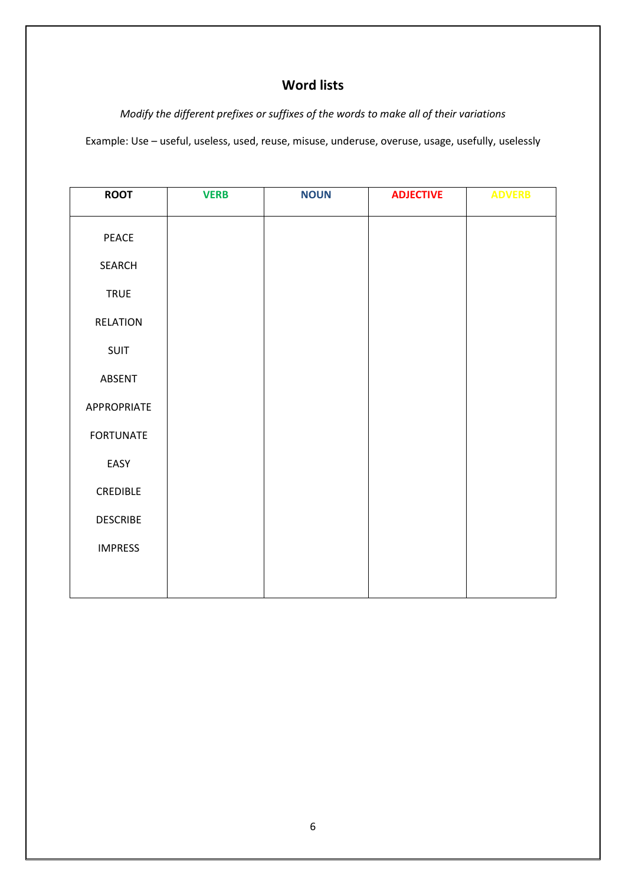## Word lists

*Modify the different prefixes or suffixes of the words to make all of their variations*

Example: Use – useful, useless, used, reuse, misuse, underuse, overuse, usage, usefully, uselessly

| ROOT | VERB | NOUN | ADJECTIVE | ADVERB |
|---|---|---|---|---|
| PEACE | | | | |
| SEARCH | | | | |
| TRUE | | | | |
| RELATION | | | | |
| SUIT | | | | |
| ABSENT | | | | |
| APPROPRIATE | | | | |
| FORTUNATE | | | | |
| EASY | | | | |
| CREDIBLE | | | | |
| DESCRIBE | | | | |
| IMPRESS | | | | |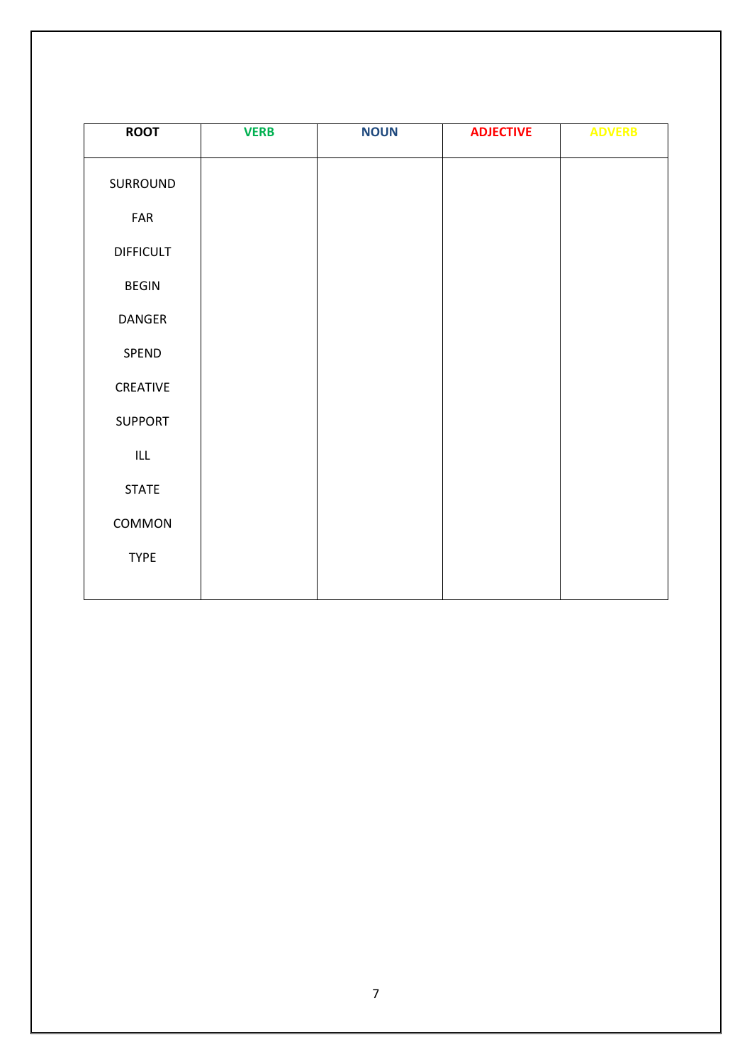| ROOT | VERB | NOUN | ADJECTIVE | ADVERB |
|---|---|---|---|---|
| SURROUND | | | | |
| FAR | | | | |
| DIFFICULT | | | | |
| BEGIN | | | | |
| DANGER | | | | |
| SPEND | | | | |
| CREATIVE | | | | |
| SUPPORT | | | | |
| ILL | | | | |
| STATE | | | | |
| COMMON | | | | |
| TYPE | | | | |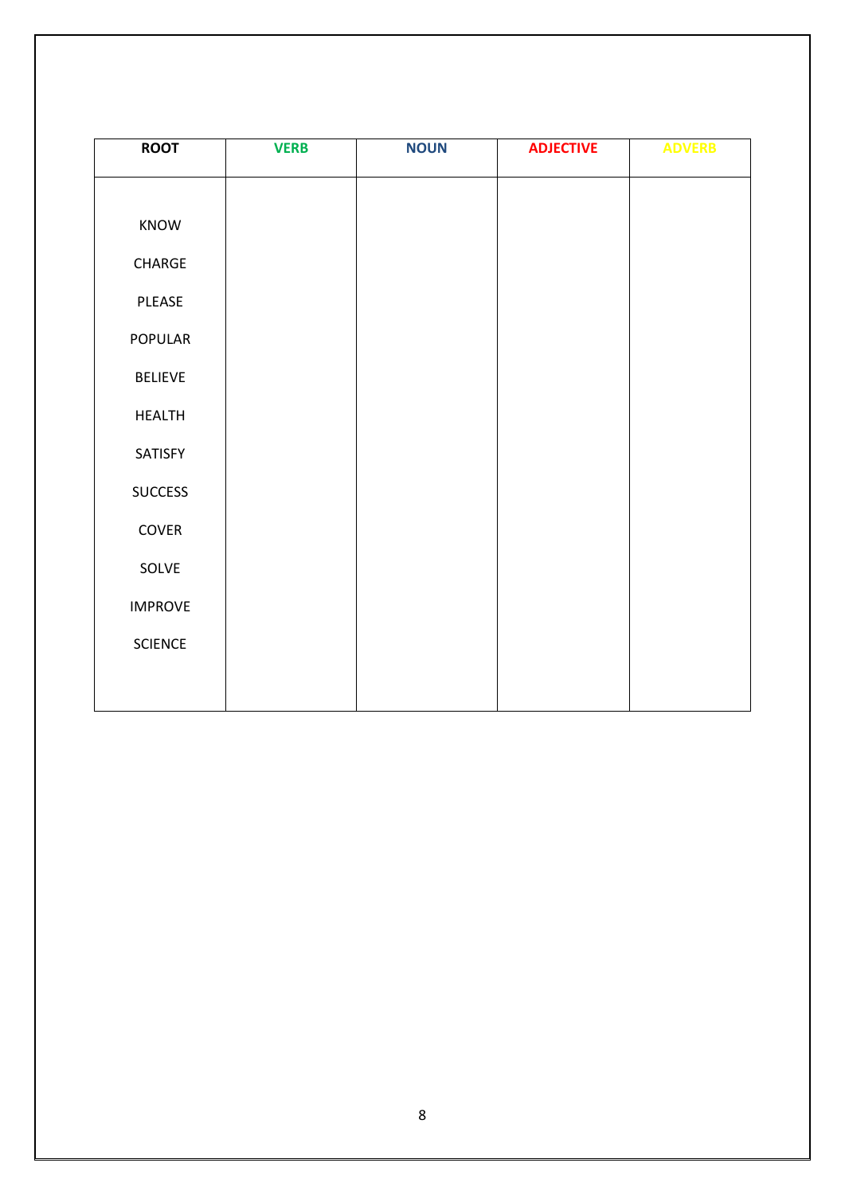| ROOT | VERB | NOUN | ADJECTIVE | ADVERB |
|---|---|---|---|---|
| KNOW | | | | |
| CHARGE | | | | |
| PLEASE | | | | |
| POPULAR | | | | |
| BELIEVE | | | | |
| HEALTH | | | | |
| SATISFY | | | | |
| SUCCESS | | | | |
| COVER | | | | |
| SOLVE | | | | |
| IMPROVE | | | | |
| SCIENCE | | | | |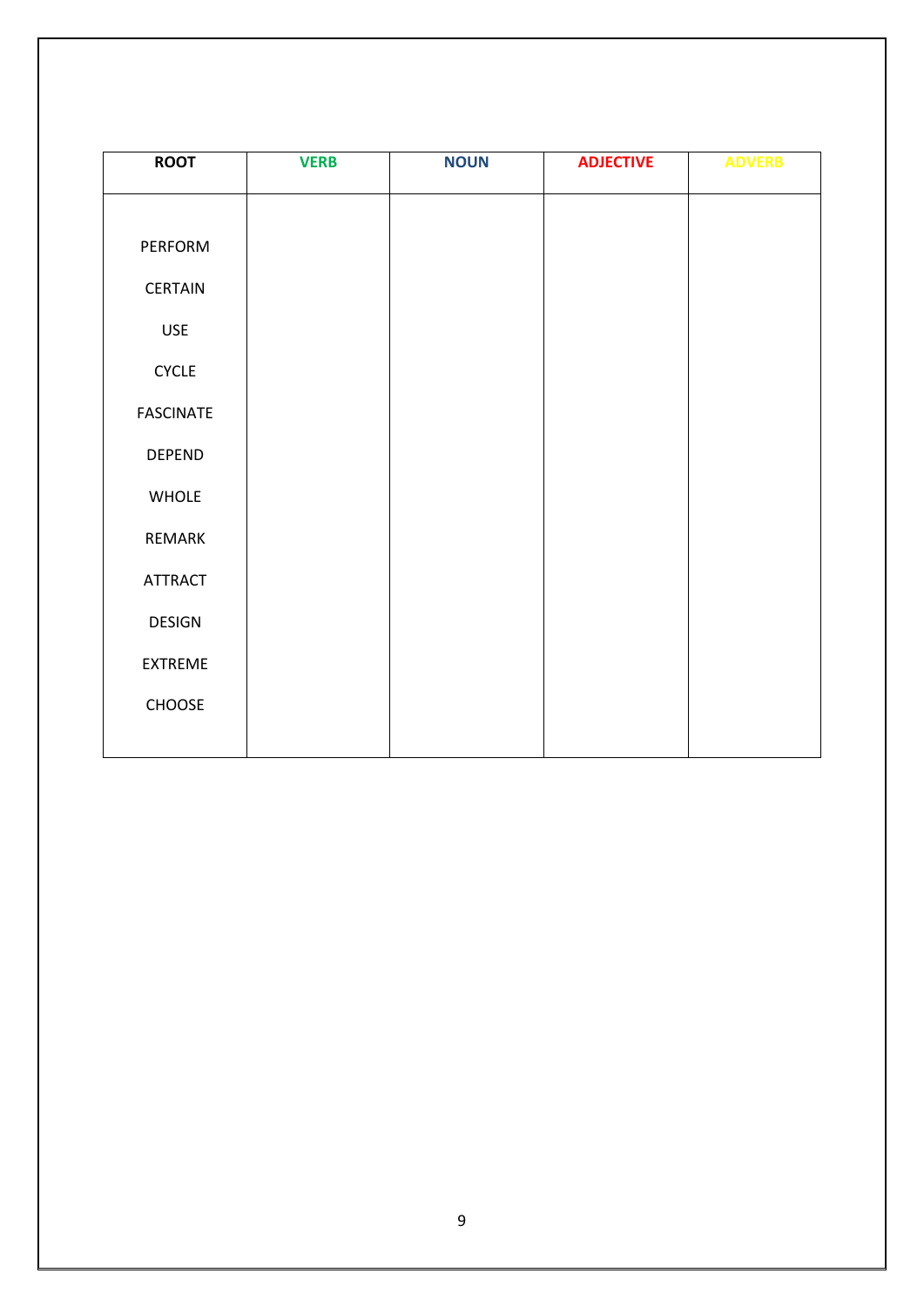| ROOT | VERB | NOUN | ADJECTIVE | ADVERB |
|---|---|---|---|---|
| PERFORM | | | | |
| CERTAIN | | | | |
| USE | | | | |
| CYCLE | | | | |
| FASCINATE | | | | |
| DEPEND | | | | |
| WHOLE | | | | |
| REMARK | | | | |
| ATTRACT | | | | |
| DESIGN | | | | |
| EXTREME | | | | |
| CHOOSE | | | | |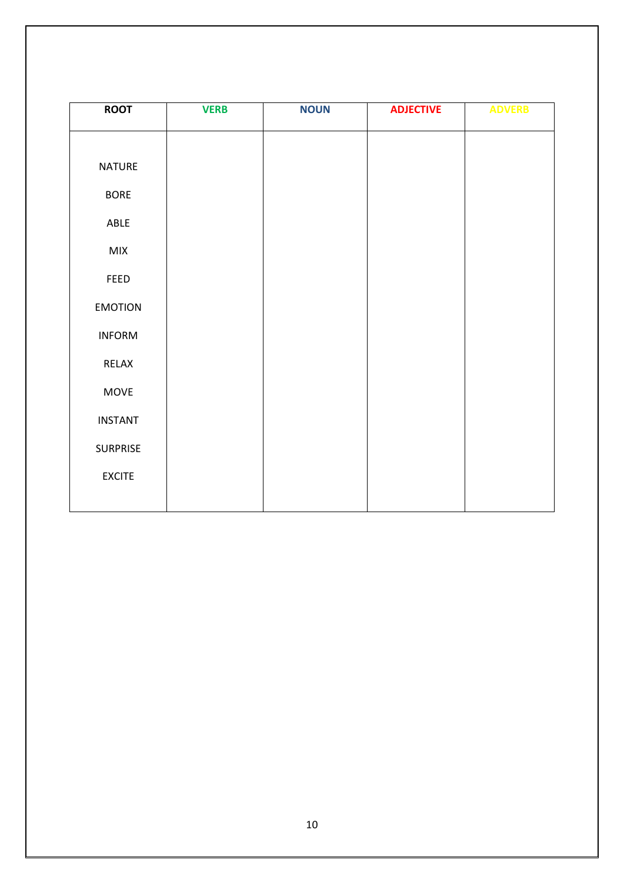| ROOT | VERB | NOUN | ADJECTIVE | ADVERB |
|---|---|---|---|---|
| NATURE | | | | |
| BORE | | | | |
| ABLE | | | | |
| MIX | | | | |
| FEED | | | | |
| EMOTION | | | | |
| INFORM | | | | |
| RELAX | | | | |
| MOVE | | | | |
| INSTANT | | | | |
| SURPRISE | | | | |
| EXCITE | | | | |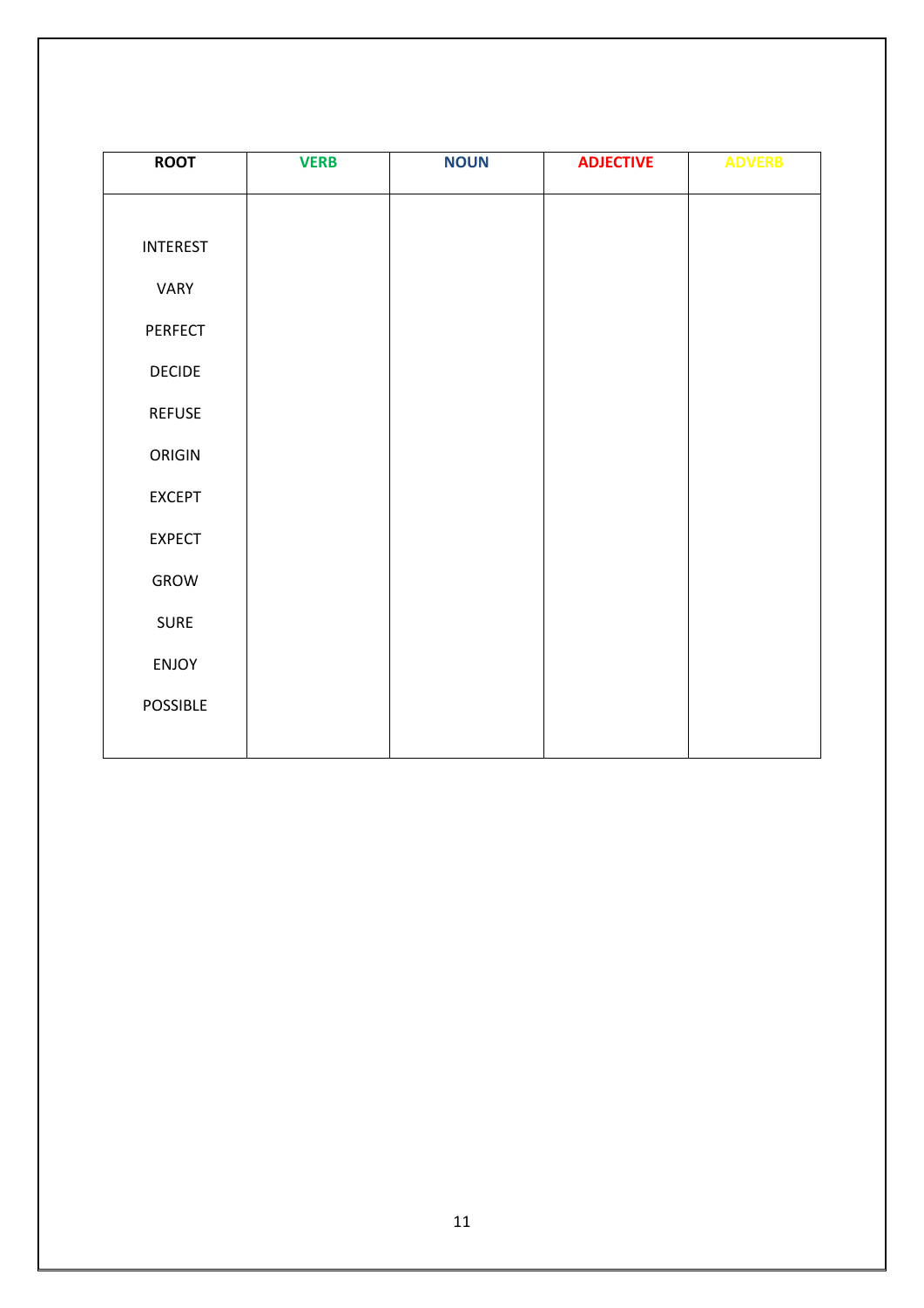| ROOT | VERB | NOUN | ADJECTIVE | ADVERB |
|---|---|---|---|---|
| INTEREST | | | | |
| VARY | | | | |
| PERFECT | | | | |
| DECIDE | | | | |
| REFUSE | | | | |
| ORIGIN | | | | |
| EXCEPT | | | | |
| EXPECT | | | | |
| GROW | | | | |
| SURE | | | | |
| ENJOY | | | | |
| POSSIBLE | | | | |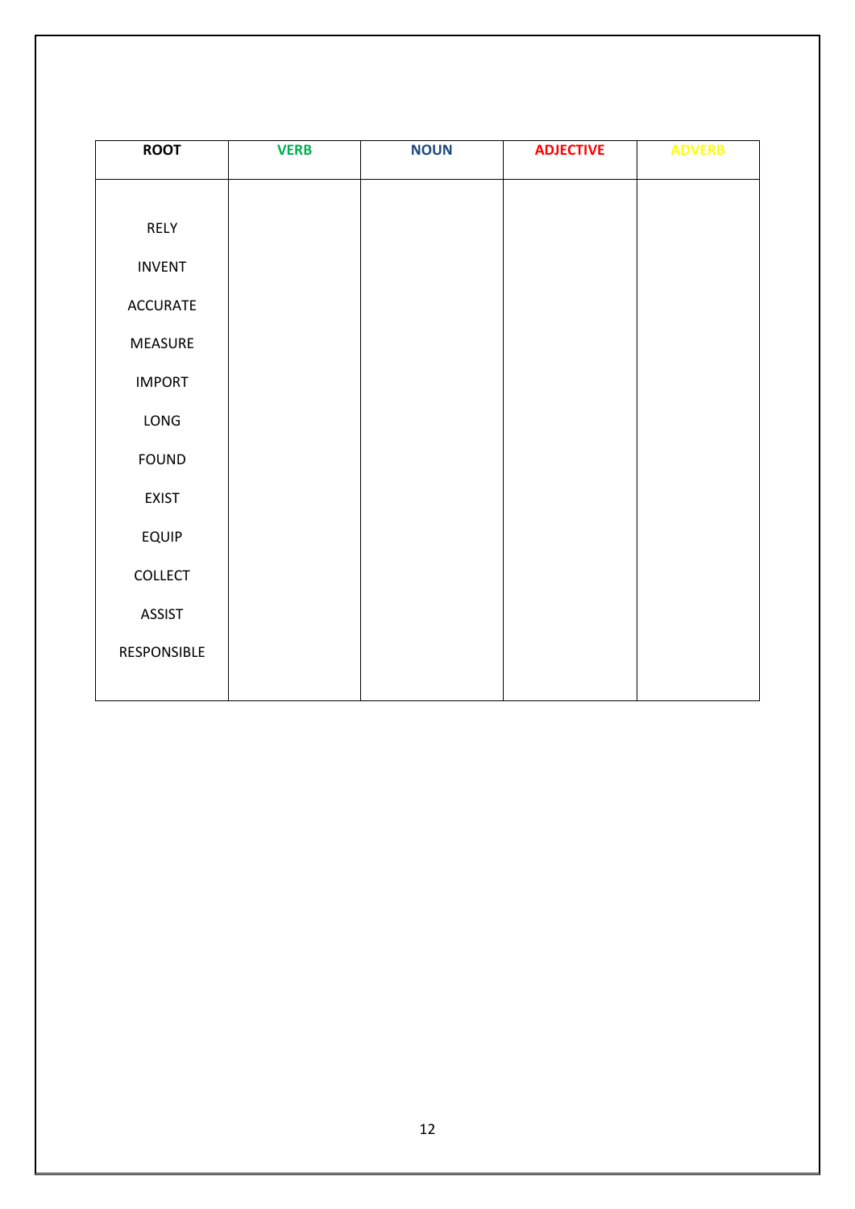| ROOT | VERB | NOUN | ADJECTIVE | ADVERB |
| --- | --- | --- | --- | --- |
| RELY | | | | |
| INVENT | | | | |
| ACCURATE | | | | |
| MEASURE | | | | |
| IMPORT | | | | |
| LONG | | | | |
| FOUND | | | | |
| EXIST | | | | |
| EQUIP | | | | |
| COLLECT | | | | |
| ASSIST | | | | |
| RESPONSIBLE | | | | |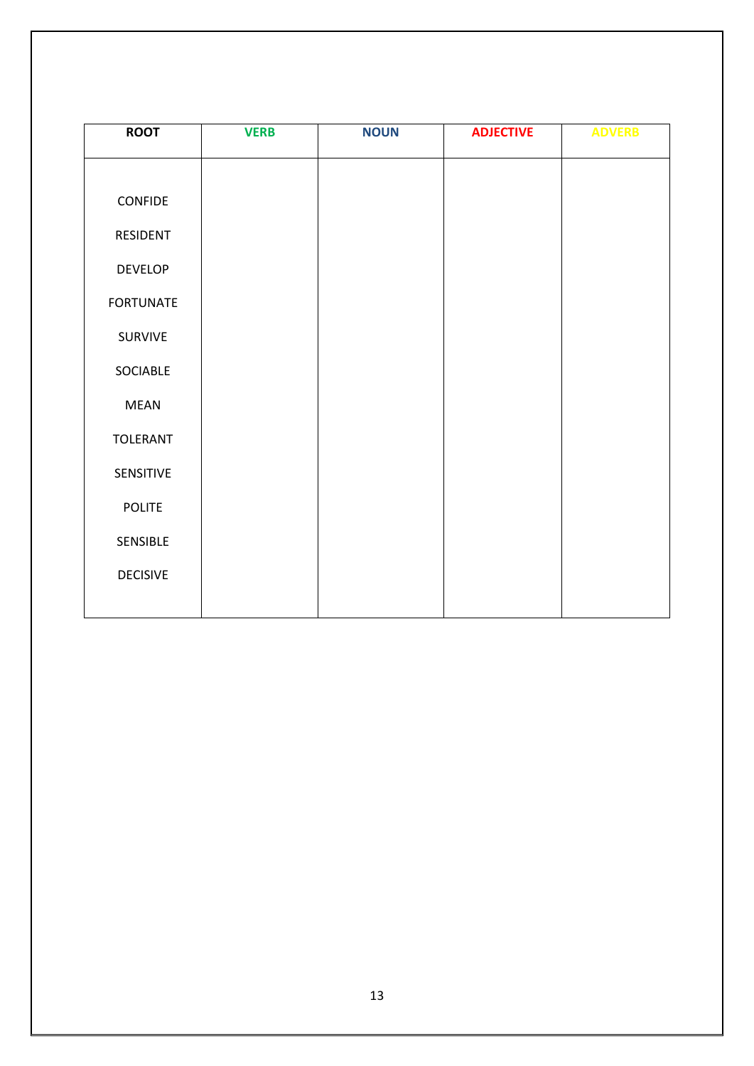| ROOT | VERB | NOUN | ADJECTIVE | ADVERB |
| --- | --- | --- | --- | --- |
| CONFIDE | | | | |
| RESIDENT | | | | |
| DEVELOP | | | | |
| FORTUNATE | | | | |
| SURVIVE | | | | |
| SOCIABLE | | | | |
| MEAN | | | | |
| TOLERANT | | | | |
| SENSITIVE | | | | |
| POLITE | | | | |
| SENSIBLE | | | | |
| DECISIVE | | | | |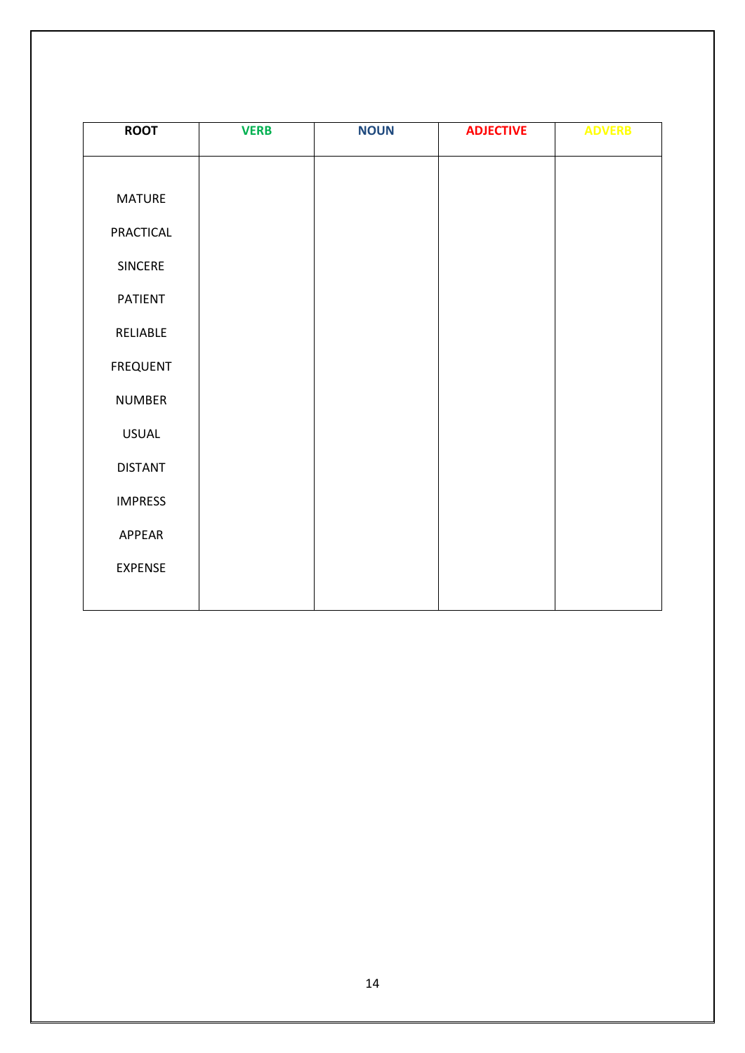| ROOT | VERB | NOUN | ADJECTIVE | ADVERB |
|---|---|---|---|---|
| MATURE | | | | |
| PRACTICAL | | | | |
| SINCERE | | | | |
| PATIENT | | | | |
| RELIABLE | | | | |
| FREQUENT | | | | |
| NUMBER | | | | |
| USUAL | | | | |
| DISTANT | | | | |
| IMPRESS | | | | |
| APPEAR | | | | |
| EXPENSE | | | | |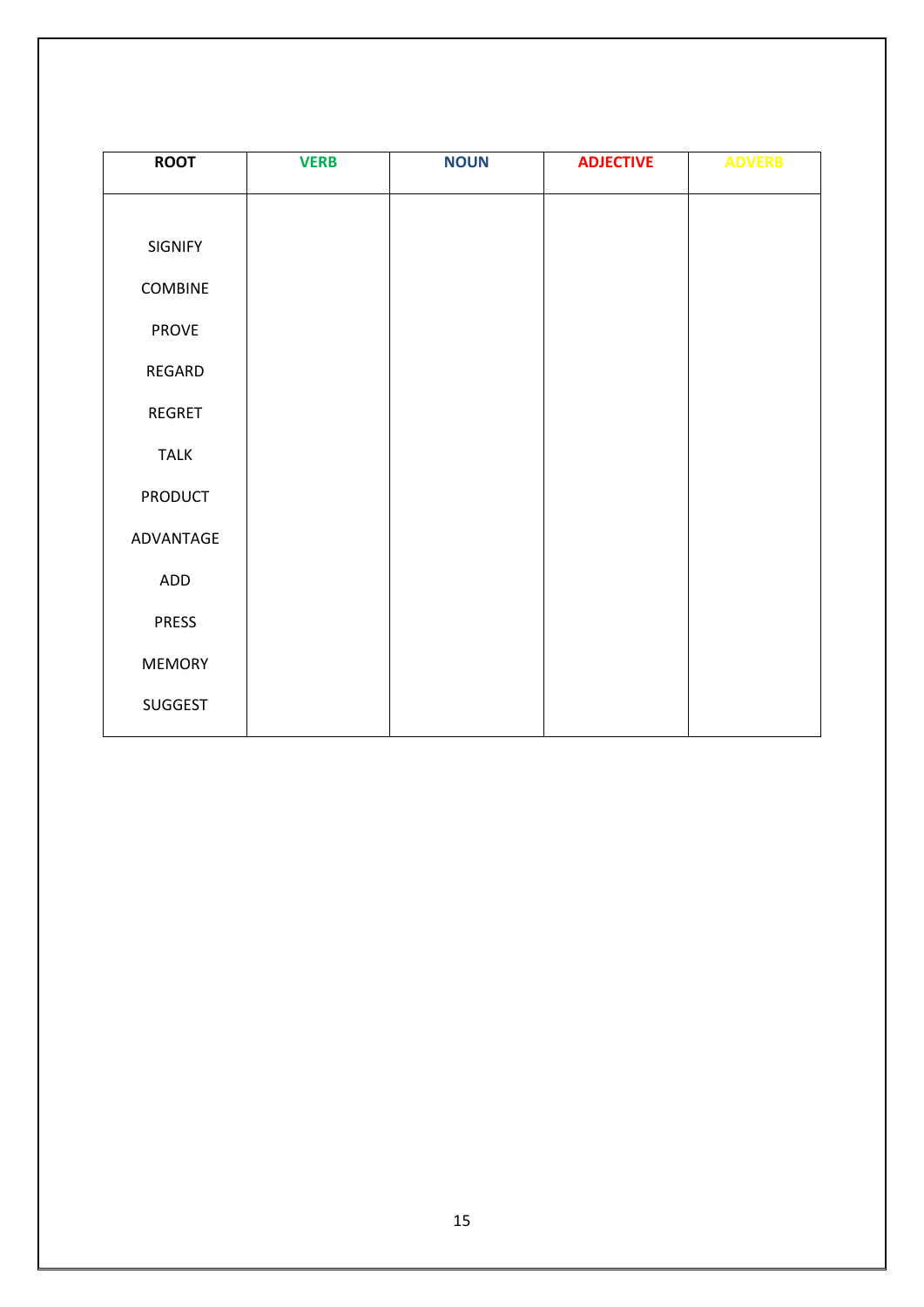| ROOT | VERB | NOUN | ADJECTIVE | ADVERB |
|---|---|---|---|---|
| SIGNIFY | | | | |
| COMBINE | | | | |
| PROVE | | | | |
| REGARD | | | | |
| REGRET | | | | |
| TALK | | | | |
| PRODUCT | | | | |
| ADVANTAGE | | | | |
| ADD | | | | |
| PRESS | | | | |
| MEMORY | | | | |
| SUGGEST | | | | |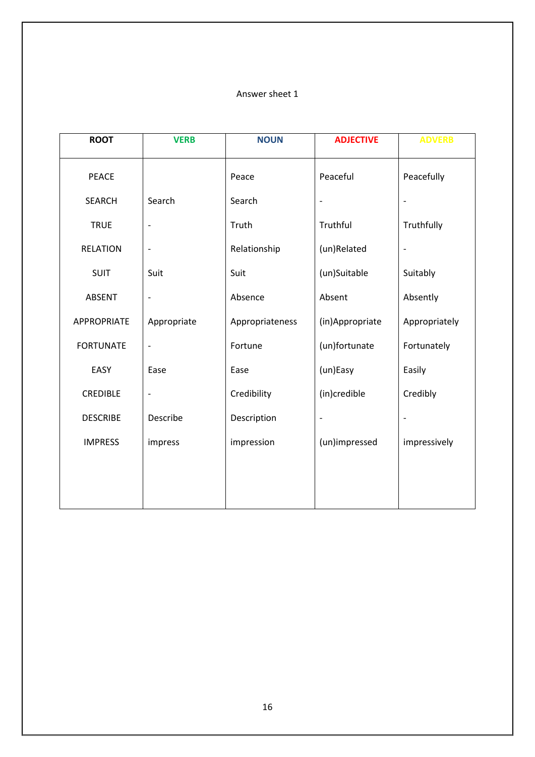Answer sheet 1

| ROOT | VERB | NOUN | ADJECTIVE | ADVERB |
|---|---|---|---|---|
| PEACE | | Peace | Peaceful | Peacefully |
| SEARCH | Search | Search | - | - |
| TRUE | - | Truth | Truthful | Truthfully |
| RELATION | - | Relationship | (un)Related | - |
| SUIT | Suit | Suit | (un)Suitable | Suitably |
| ABSENT | - | Absence | Absent | Absently |
| APPROPRIATE | Appropriate | Appropriateness | (in)Appropriate | Appropriately |
| FORTUNATE | - | Fortune | (un)fortunate | Fortunately |
| EASY | Ease | Ease | (un)Easy | Easily |
| CREDIBLE | - | Credibility | (in)credible | Credibly |
| DESCRIBE | Describe | Description | - | - |
| IMPRESS | impress | impression | (un)impressed | impressively |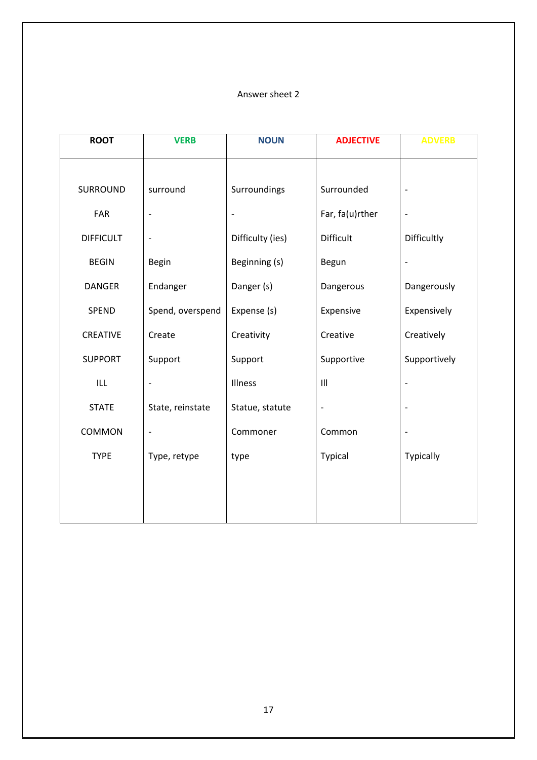Answer sheet 2

| ROOT | VERB | NOUN | ADJECTIVE | ADVERB |
|---|---|---|---|---|
| SURROUND | surround | Surroundings | Surrounded | - |
| FAR | - | - | Far, fa(u)rther | - |
| DIFFICULT | - | Difficulty (ies) | Difficult | Difficultly |
| BEGIN | Begin | Beginning (s) | Begun | - |
| DANGER | Endanger | Danger (s) | Dangerous | Dangerously |
| SPEND | Spend, overspend | Expense (s) | Expensive | Expensively |
| CREATIVE | Create | Creativity | Creative | Creatively |
| SUPPORT | Support | Support | Supportive | Supportively |
| ILL | - | Illness | Ill | - |
| STATE | State, reinstate | Statue, statute | - | - |
| COMMON | - | Commoner | Common | - |
| TYPE | Type, retype | type | Typical | Typically |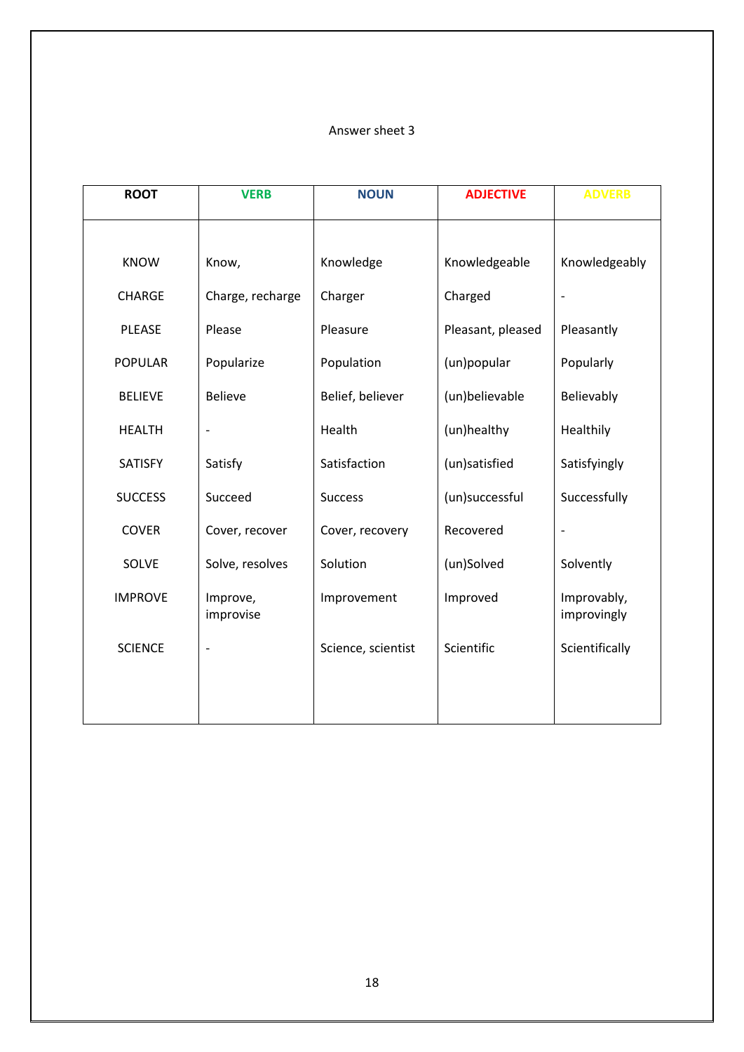Answer sheet 3

| ROOT | VERB | NOUN | ADJECTIVE | ADVERB |
|---|---|---|---|---|
| KNOW | Know, | Knowledge | Knowledgeable | Knowledgeably |
| CHARGE | Charge, recharge | Charger | Charged | - |
| PLEASE | Please | Pleasure | Pleasant, pleased | Pleasantly |
| POPULAR | Popularize | Population | (un)popular | Popularly |
| BELIEVE | Believe | Belief, believer | (un)believable | Believably |
| HEALTH | - | Health | (un)healthy | Healthily |
| SATISFY | Satisfy | Satisfaction | (un)satisfied | Satisfyingly |
| SUCCESS | Succeed | Success | (un)successful | Successfully |
| COVER | Cover, recover | Cover, recovery | Recovered | - |
| SOLVE | Solve, resolves | Solution | (un)Solved | Solvently |
| IMPROVE | Improve, improvise | Improvement | Improved | Improvably, improvingly |
| SCIENCE | - | Science, scientist | Scientific | Scientifically |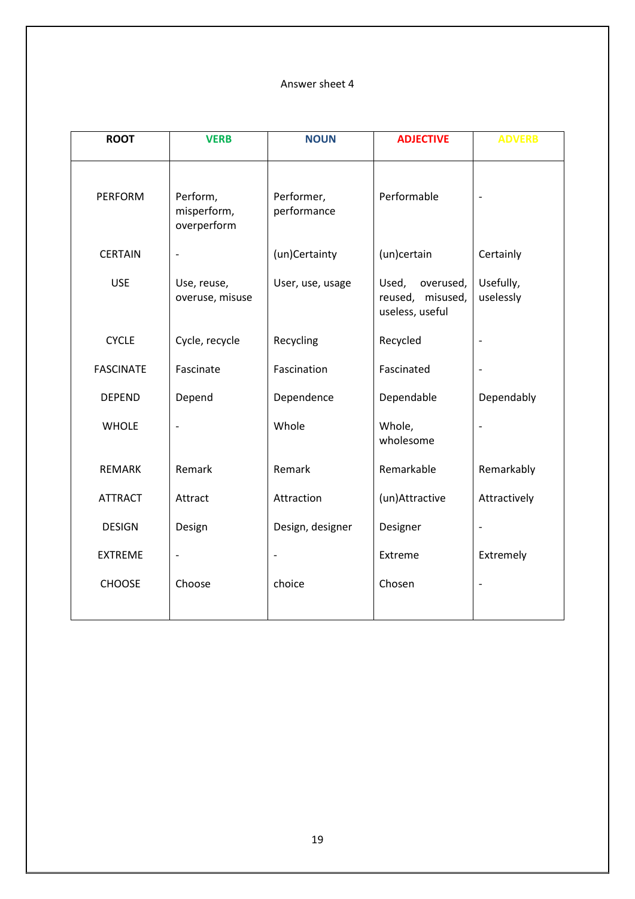Answer sheet 4

| ROOT | VERB | NOUN | ADJECTIVE | ADVERB |
|---|---|---|---|---|
| PERFORM | Perform, misperform, overperform | Performer, performance | Performable | - |
| CERTAIN | - | (un)Certainty | (un)certain | Certainly |
| USE | Use, reuse, overuse, misuse | User, use, usage | Used, overused, reused, misused, useless, useful | Usefully, uselessly |
| CYCLE | Cycle, recycle | Recycling | Recycled | - |
| FASCINATE | Fascinate | Fascination | Fascinated | - |
| DEPEND | Depend | Dependence | Dependable | Dependably |
| WHOLE | - | Whole | Whole, wholesome | - |
| REMARK | Remark | Remark | Remarkable | Remarkably |
| ATTRACT | Attract | Attraction | (un)Attractive | Attractively |
| DESIGN | Design | Design, designer | Designer | - |
| EXTREME | - | - | Extreme | Extremely |
| CHOOSE | Choose | choice | Chosen | - |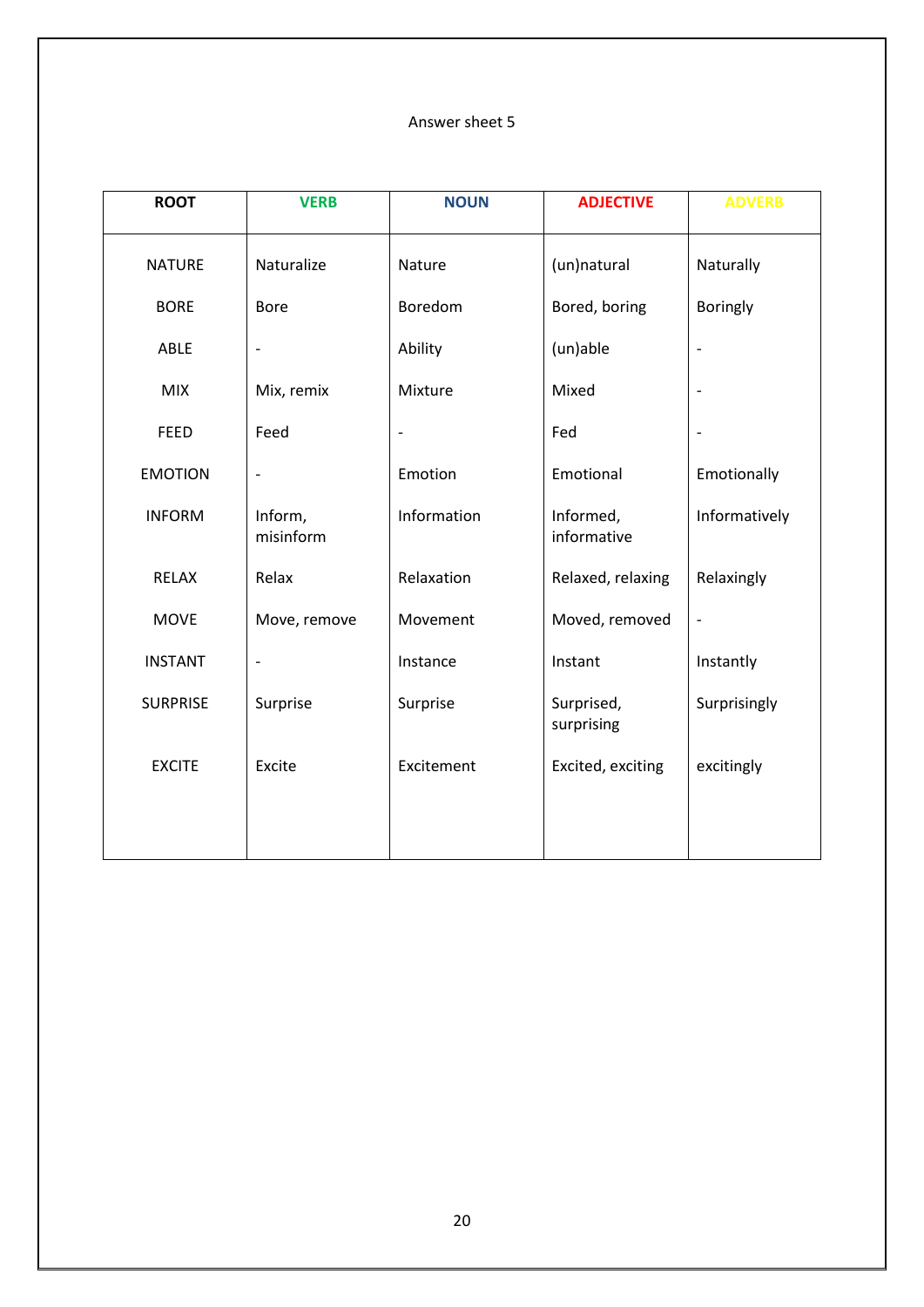Answer sheet 5

| ROOT | VERB | NOUN | ADJECTIVE | ADVERB |
|---|---|---|---|---|
| NATURE | Naturalize | Nature | (un)natural | Naturally |
| BORE | Bore | Boredom | Bored, boring | Boringly |
| ABLE | - | Ability | (un)able | - |
| MIX | Mix, remix | Mixture | Mixed | - |
| FEED | Feed | - | Fed | - |
| EMOTION | - | Emotion | Emotional | Emotionally |
| INFORM | Inform, misinform | Information | Informed, informative | Informatively |
| RELAX | Relax | Relaxation | Relaxed, relaxing | Relaxingly |
| MOVE | Move, remove | Movement | Moved, removed | - |
| INSTANT | - | Instance | Instant | Instantly |
| SURPRISE | Surprise | Surprise | Surprised, surprising | Surprisingly |
| EXCITE | Excite | Excitement | Excited, exciting | excitingly |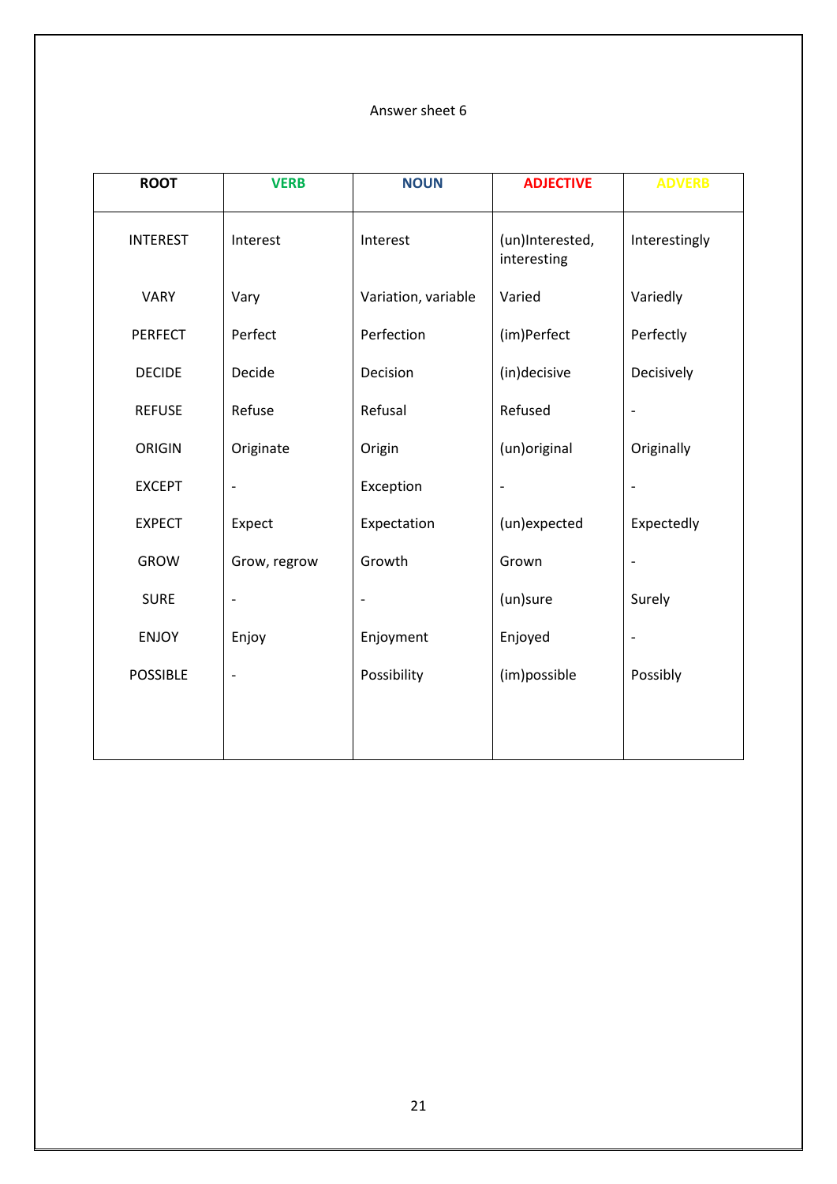Answer sheet 6

| ROOT | VERB | NOUN | ADJECTIVE | ADVERB |
|---|---|---|---|---|
| INTEREST | Interest | Interest | (un)Interested, interesting | Interestingly |
| VARY | Vary | Variation, variable | Varied | Variedly |
| PERFECT | Perfect | Perfection | (im)Perfect | Perfectly |
| DECIDE | Decide | Decision | (in)decisive | Decisively |
| REFUSE | Refuse | Refusal | Refused | - |
| ORIGIN | Originate | Origin | (un)original | Originally |
| EXCEPT | - | Exception | - | - |
| EXPECT | Expect | Expectation | (un)expected | Expectedly |
| GROW | Grow, regrow | Growth | Grown | - |
| SURE | - | - | (un)sure | Surely |
| ENJOY | Enjoy | Enjoyment | Enjoyed | - |
| POSSIBLE | - | Possibility | (im)possible | Possibly |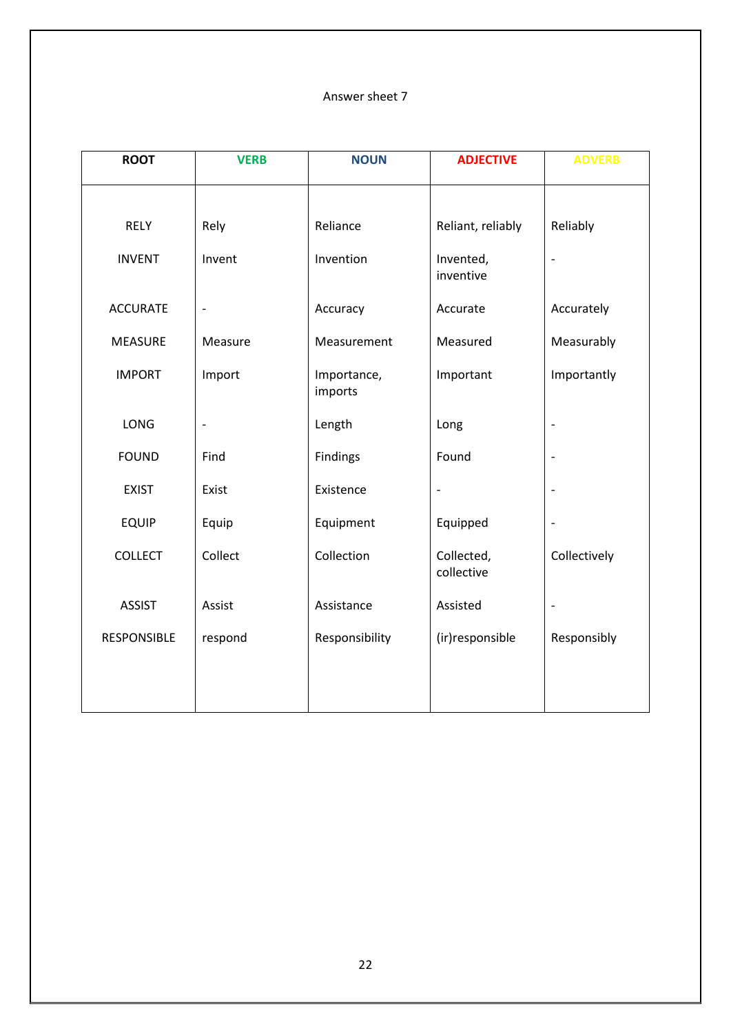Answer sheet 7

| ROOT | VERB | NOUN | ADJECTIVE | ADVERB |
|---|---|---|---|---|
| RELY | Rely | Reliance | Reliant, reliably | Reliably |
| INVENT | Invent | Invention | Invented, inventive | - |
| ACCURATE | - | Accuracy | Accurate | Accurately |
| MEASURE | Measure | Measurement | Measured | Measurably |
| IMPORT | Import | Importance, imports | Important | Importantly |
| LONG | - | Length | Long | - |
| FOUND | Find | Findings | Found | - |
| EXIST | Exist | Existence | - | - |
| EQUIP | Equip | Equipment | Equipped | - |
| COLLECT | Collect | Collection | Collected, collective | Collectively |
| ASSIST | Assist | Assistance | Assisted | - |
| RESPONSIBLE | respond | Responsibility | (ir)responsible | Responsibly |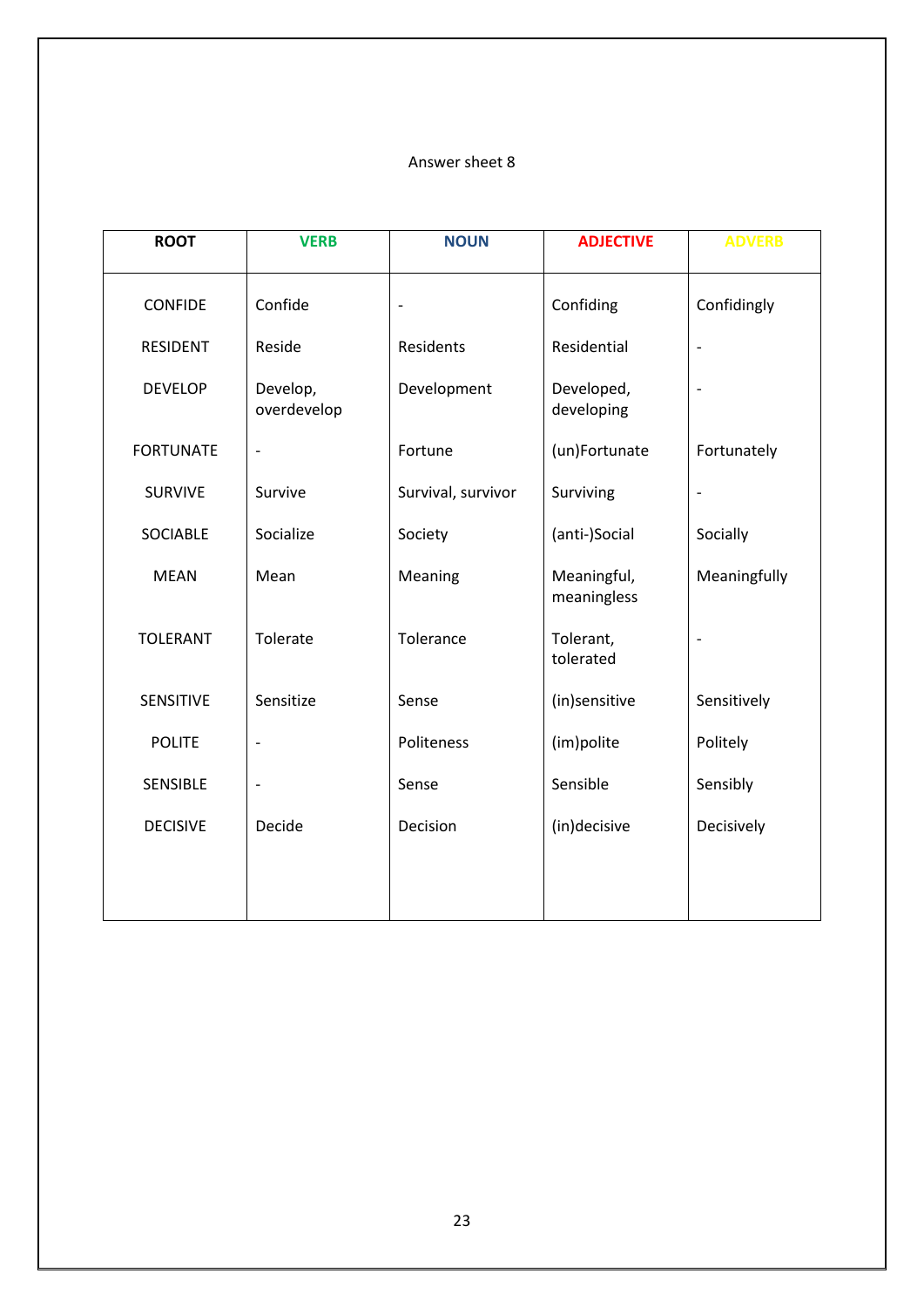Answer sheet 8

| ROOT | VERB | NOUN | ADJECTIVE | ADVERB |
|---|---|---|---|---|
| CONFIDE | Confide | - | Confiding | Confidingly |
| RESIDENT | Reside | Residents | Residential | - |
| DEVELOP | Develop, overdevelop | Development | Developed, developing | - |
| FORTUNATE | - | Fortune | (un)Fortunate | Fortunately |
| SURVIVE | Survive | Survival, survivor | Surviving | - |
| SOCIABLE | Socialize | Society | (anti-)Social | Socially |
| MEAN | Mean | Meaning | Meaningful, meaningless | Meaningfully |
| TOLERANT | Tolerate | Tolerance | Tolerant, tolerated | - |
| SENSITIVE | Sensitize | Sense | (in)sensitive | Sensitively |
| POLITE | - | Politeness | (im)polite | Politely |
| SENSIBLE | - | Sense | Sensible | Sensibly |
| DECISIVE | Decide | Decision | (in)decisive | Decisively |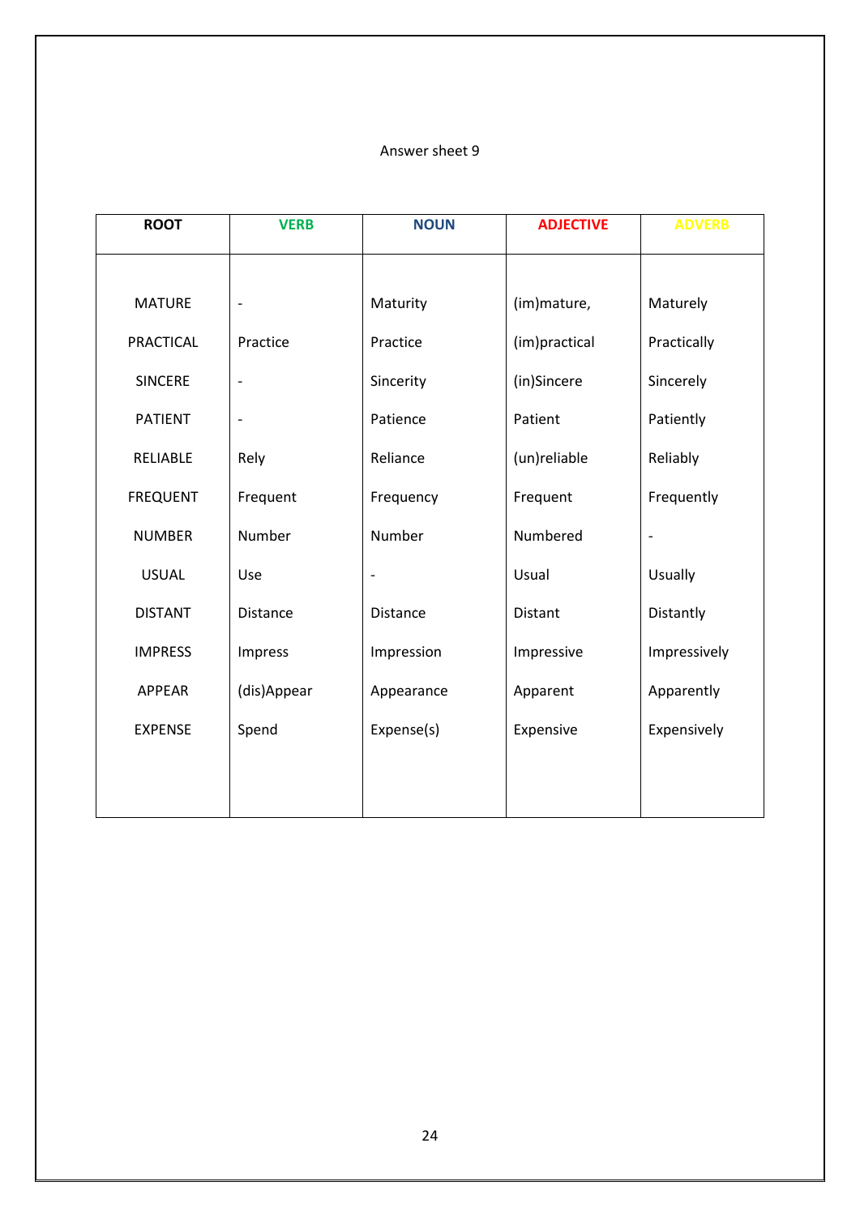Answer sheet 9

| ROOT | VERB | NOUN | ADJECTIVE | ADVERB |
|---|---|---|---|---|
| MATURE | - | Maturity | (im)mature, | Maturely |
| PRACTICAL | Practice | Practice | (im)practical | Practically |
| SINCERE | - | Sincerity | (in)Sincere | Sincerely |
| PATIENT | - | Patience | Patient | Patiently |
| RELIABLE | Rely | Reliance | (un)reliable | Reliably |
| FREQUENT | Frequent | Frequency | Frequent | Frequently |
| NUMBER | Number | Number | Numbered | - |
| USUAL | Use | - | Usual | Usually |
| DISTANT | Distance | Distance | Distant | Distantly |
| IMPRESS | Impress | Impression | Impressive | Impressively |
| APPEAR | (dis)Appear | Appearance | Apparent | Apparently |
| EXPENSE | Spend | Expense(s) | Expensive | Expensively |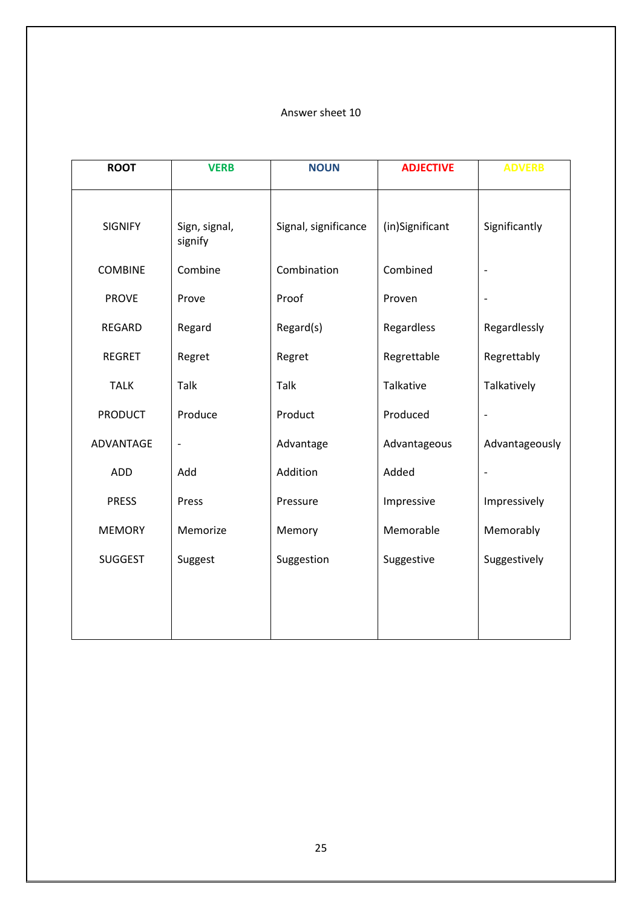Answer sheet 10

| ROOT | VERB | NOUN | ADJECTIVE | ADVERB |
|---|---|---|---|---|
| SIGNIFY | Sign, signal, signify | Signal, significance | (in)Significant | Significantly |
| COMBINE | Combine | Combination | Combined | - |
| PROVE | Prove | Proof | Proven | - |
| REGARD | Regard | Regard(s) | Regardless | Regardlessly |
| REGRET | Regret | Regret | Regrettable | Regrettably |
| TALK | Talk | Talk | Talkative | Talkatively |
| PRODUCT | Produce | Product | Produced | - |
| ADVANTAGE | - | Advantage | Advantageous | Advantageously |
| ADD | Add | Addition | Added | - |
| PRESS | Press | Pressure | Impressive | Impressively |
| MEMORY | Memorize | Memory | Memorable | Memorably |
| SUGGEST | Suggest | Suggestion | Suggestive | Suggestively |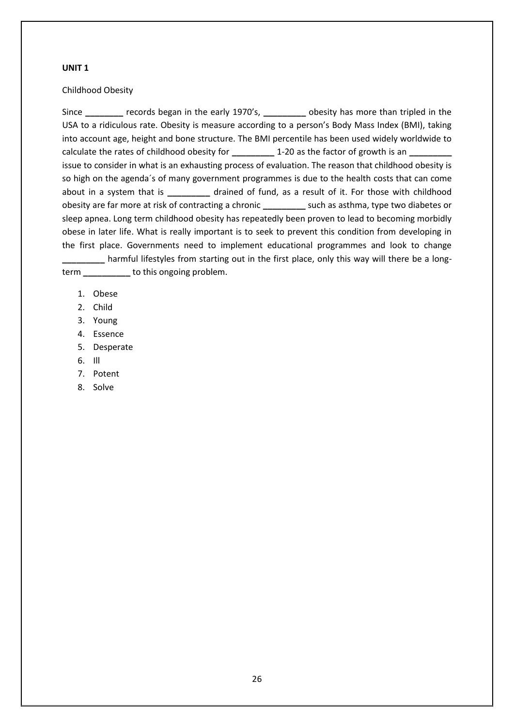**UNIT 1**

Childhood Obesity

Since ________ records began in the early 1970's, _________ obesity has more than tripled in the USA to a ridiculous rate. Obesity is measure according to a person's Body Mass Index (BMI), taking into account age, height and bone structure. The BMI percentile has been used widely worldwide to calculate the rates of childhood obesity for _________ 1-20 as the factor of growth is an _________ issue to consider in what is an exhausting process of evaluation. The reason that childhood obesity is so high on the agenda´s of many government programmes is due to the health costs that can come about in a system that is _________ drained of fund, as a result of it. For those with childhood obesity are far more at risk of contracting a chronic _________ such as asthma, type two diabetes or sleep apnea. Long term childhood obesity has repeatedly been proven to lead to becoming morbidly obese in later life. What is really important is to seek to prevent this condition from developing in the first place. Governments need to implement educational programmes and look to change _________ harmful lifestyles from starting out in the first place, only this way will there be a long-term __________ to this ongoing problem.

1. Obese
2. Child
3. Young
4. Essence
5. Desperate
6. Ill
7. Potent
8. Solve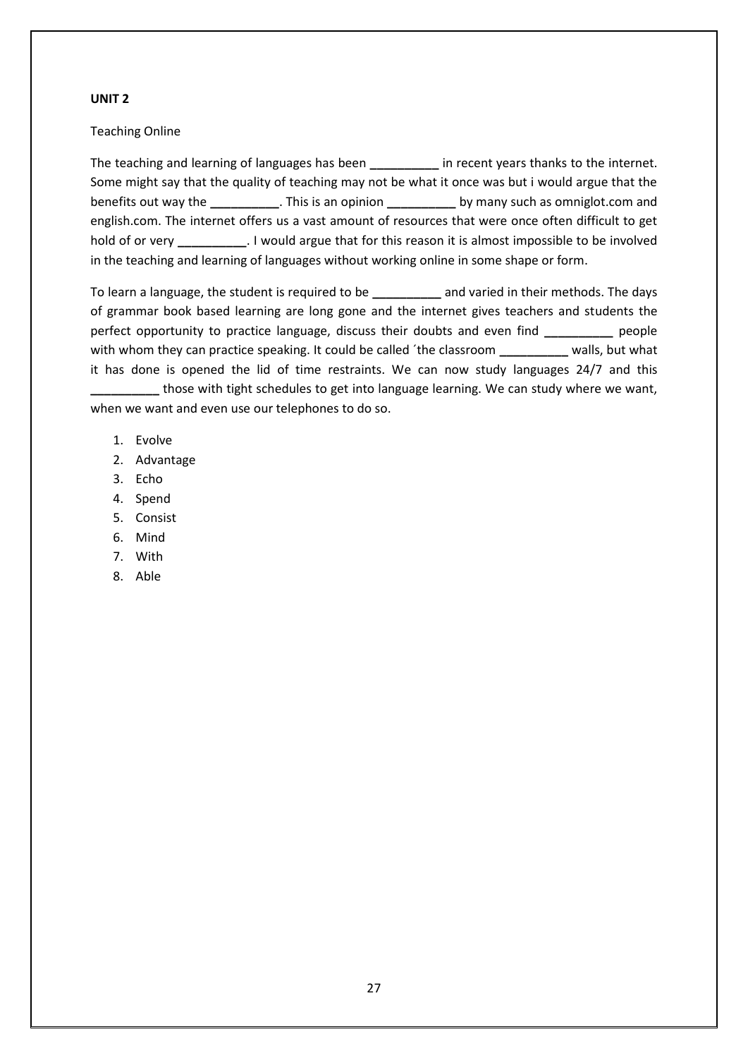**UNIT 2**

Teaching Online

The teaching and learning of languages has been __________ in recent years thanks to the internet. Some might say that the quality of teaching may not be what it once was but i would argue that the benefits out way the __________. This is an opinion __________ by many such as omniglot.com and english.com. The internet offers us a vast amount of resources that were once often difficult to get hold of or very __________. I would argue that for this reason it is almost impossible to be involved in the teaching and learning of languages without working online in some shape or form.

To learn a language, the student is required to be __________ and varied in their methods. The days of grammar book based learning are long gone and the internet gives teachers and students the perfect opportunity to practice language, discuss their doubts and even find __________ people with whom they can practice speaking. It could be called ´the classroom __________ walls, but what it has done is opened the lid of time restraints. We can now study languages 24/7 and this __________ those with tight schedules to get into language learning. We can study where we want, when we want and even use our telephones to do so.

1. Evolve
2. Advantage
3. Echo
4. Spend
5. Consist
6. Mind
7. With
8. Able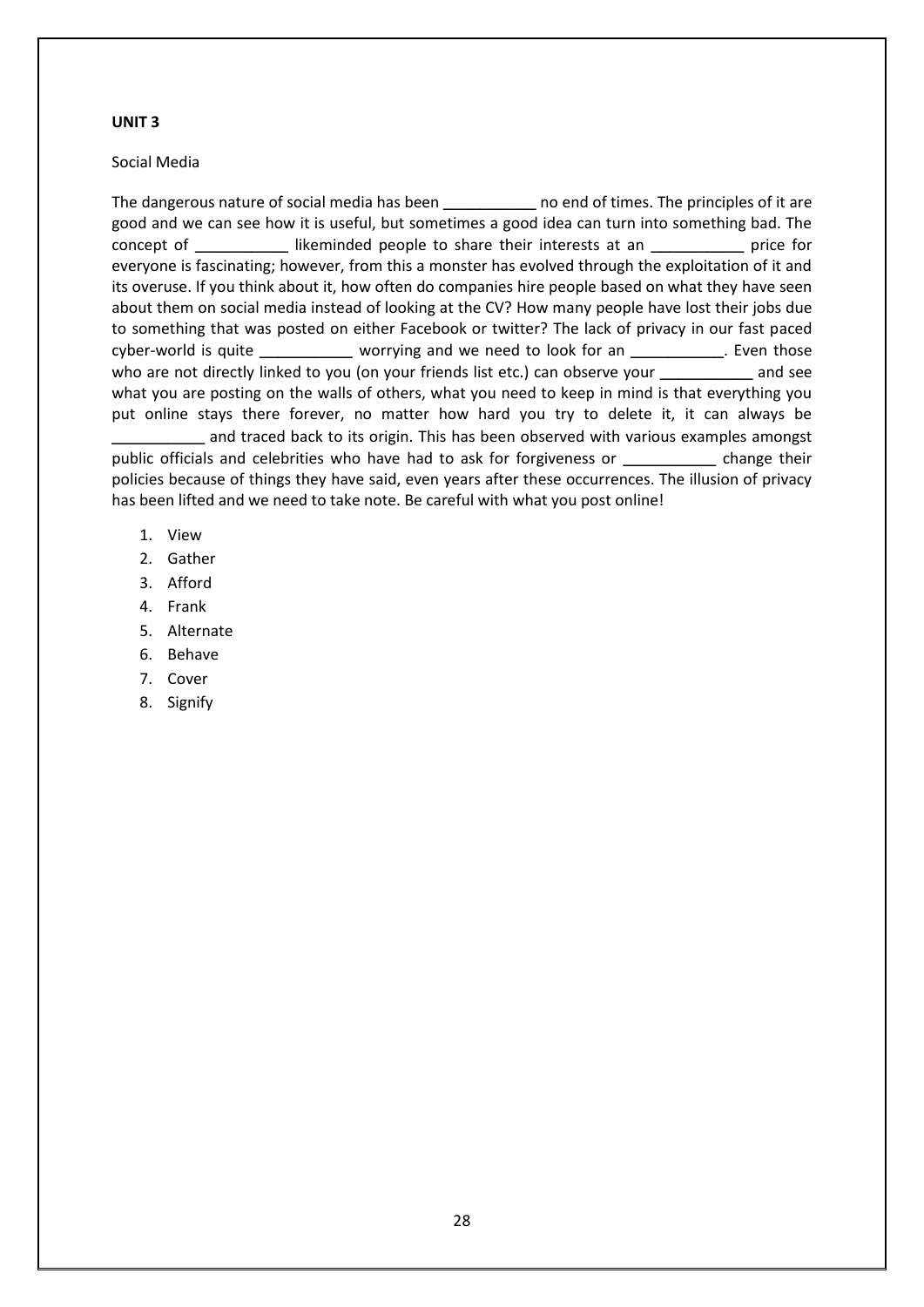**UNIT 3**

Social Media

The dangerous nature of social media has been ___________ no end of times. The principles of it are good and we can see how it is useful, but sometimes a good idea can turn into something bad. The concept of ___________ likeminded people to share their interests at an ___________ price for everyone is fascinating; however, from this a monster has evolved through the exploitation of it and its overuse. If you think about it, how often do companies hire people based on what they have seen about them on social media instead of looking at the CV? How many people have lost their jobs due to something that was posted on either Facebook or twitter? The lack of privacy in our fast paced cyber-world is quite ___________ worrying and we need to look for an ___________. Even those who are not directly linked to you (on your friends list etc.) can observe your ___________ and see what you are posting on the walls of others, what you need to keep in mind is that everything you put online stays there forever, no matter how hard you try to delete it, it can always be ___________ and traced back to its origin. This has been observed with various examples amongst public officials and celebrities who have had to ask for forgiveness or ___________ change their policies because of things they have said, even years after these occurrences. The illusion of privacy has been lifted and we need to take note. Be careful with what you post online!

1. View
2. Gather
3. Afford
4. Frank
5. Alternate
6. Behave
7. Cover
8. Signify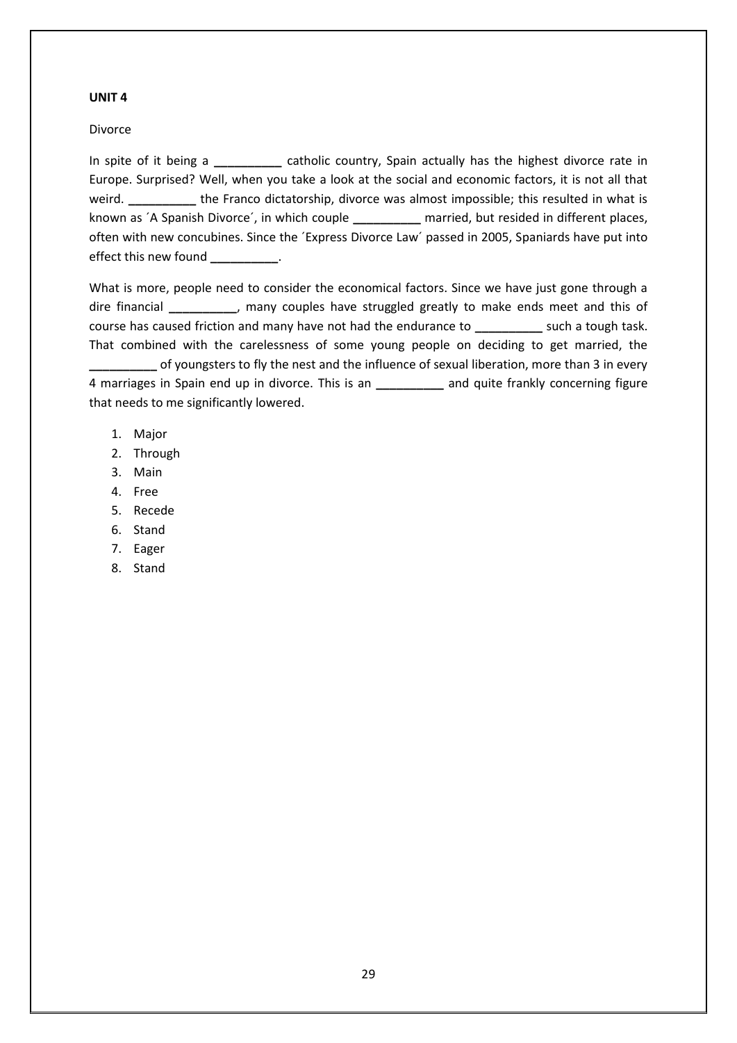**UNIT 4**

Divorce

In spite of it being a __________ catholic country, Spain actually has the highest divorce rate in Europe. Surprised? Well, when you take a look at the social and economic factors, it is not all that weird. __________ the Franco dictatorship, divorce was almost impossible; this resulted in what is known as ´A Spanish Divorce´, in which couple __________ married, but resided in different places, often with new concubines. Since the ´Express Divorce Law´ passed in 2005, Spaniards have put into effect this new found __________.

What is more, people need to consider the economical factors. Since we have just gone through a dire financial __________, many couples have struggled greatly to make ends meet and this of course has caused friction and many have not had the endurance to __________ such a tough task. That combined with the carelessness of some young people on deciding to get married, the __________ of youngsters to fly the nest and the influence of sexual liberation, more than 3 in every 4 marriages in Spain end up in divorce. This is an __________ and quite frankly concerning figure that needs to me significantly lowered.

1. Major
2. Through
3. Main
4. Free
5. Recede
6. Stand
7. Eager
8. Stand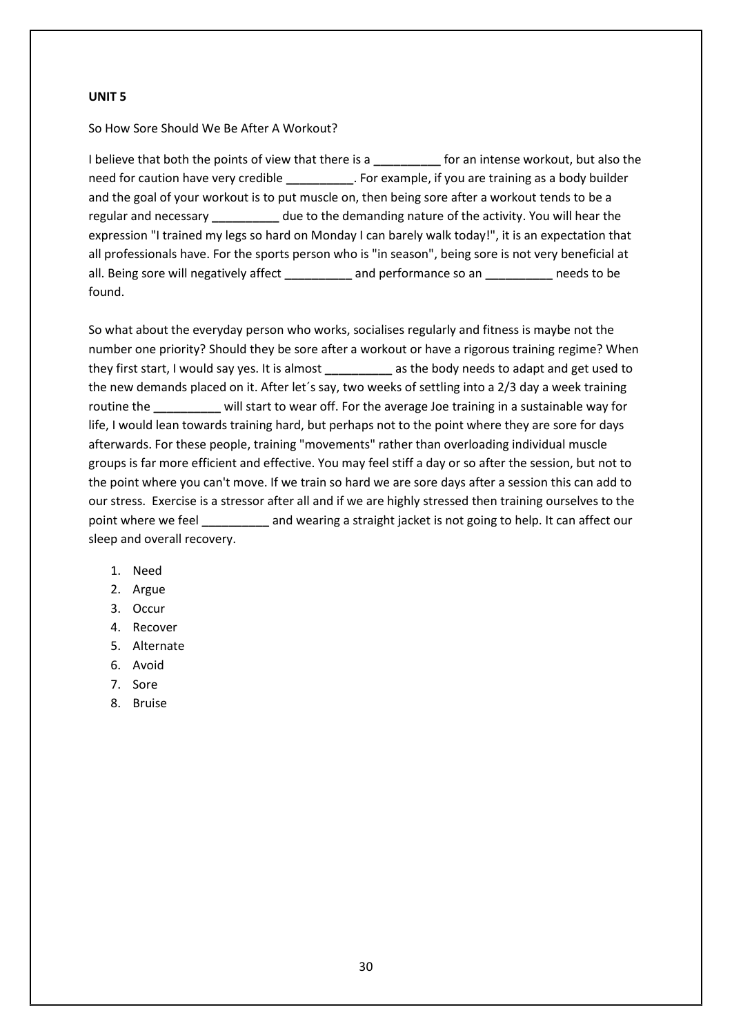**UNIT 5**

So How Sore Should We Be After A Workout?

I believe that both the points of view that there is a __________ for an intense workout, but also the need for caution have very credible __________. For example, if you are training as a body builder and the goal of your workout is to put muscle on, then being sore after a workout tends to be a regular and necessary __________ due to the demanding nature of the activity. You will hear the expression "I trained my legs so hard on Monday I can barely walk today!", it is an expectation that all professionals have. For the sports person who is "in season", being sore is not very beneficial at all. Being sore will negatively affect __________ and performance so an __________ needs to be found.

So what about the everyday person who works, socialises regularly and fitness is maybe not the number one priority? Should they be sore after a workout or have a rigorous training regime? When they first start, I would say yes. It is almost __________ as the body needs to adapt and get used to the new demands placed on it. After let´s say, two weeks of settling into a 2/3 day a week training routine the __________ will start to wear off. For the average Joe training in a sustainable way for life, I would lean towards training hard, but perhaps not to the point where they are sore for days afterwards. For these people, training "movements" rather than overloading individual muscle groups is far more efficient and effective. You may feel stiff a day or so after the session, but not to the point where you can't move. If we train so hard we are sore days after a session this can add to our stress. Exercise is a stressor after all and if we are highly stressed then training ourselves to the point where we feel __________ and wearing a straight jacket is not going to help. It can affect our sleep and overall recovery.

1. Need
2. Argue
3. Occur
4. Recover
5. Alternate
6. Avoid
7. Sore
8. Bruise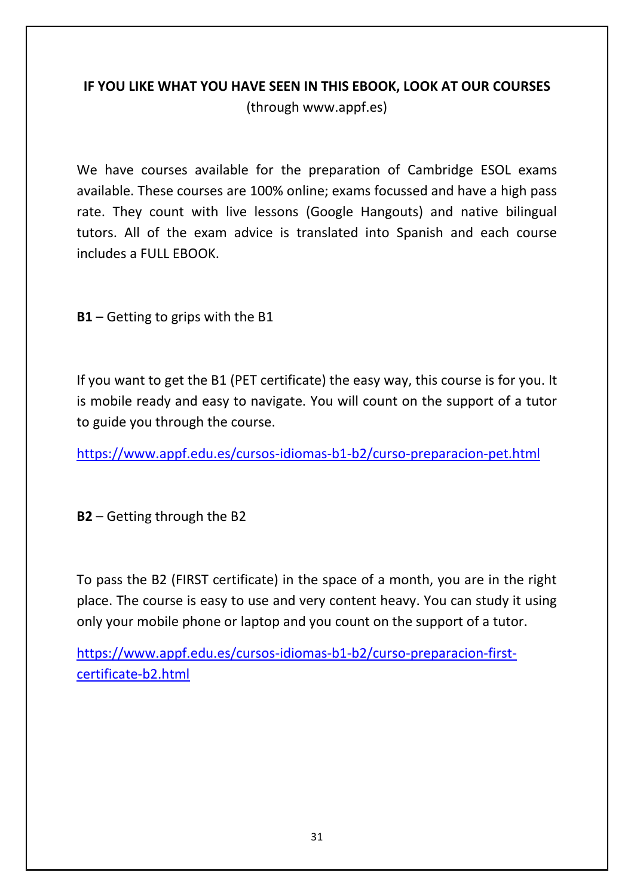**IF YOU LIKE WHAT YOU HAVE SEEN IN THIS EBOOK, LOOK AT OUR COURSES**
(through www.appf.es)

We have courses available for the preparation of Cambridge ESOL exams available. These courses are 100% online; exams focussed and have a high pass rate. They count with live lessons (Google Hangouts) and native bilingual tutors. All of the exam advice is translated into Spanish and each course includes a FULL EBOOK.

**B1** – Getting to grips with the B1

If you want to get the B1 (PET certificate) the easy way, this course is for you. It is mobile ready and easy to navigate. You will count on the support of a tutor to guide you through the course.

https://www.appf.edu.es/cursos-idiomas-b1-b2/curso-preparacion-pet.html

**B2** – Getting through the B2

To pass the B2 (FIRST certificate) in the space of a month, you are in the right place. The course is easy to use and very content heavy. You can study it using only your mobile phone or laptop and you count on the support of a tutor.

https://www.appf.edu.es/cursos-idiomas-b1-b2/curso-preparacion-first-certificate-b2.html